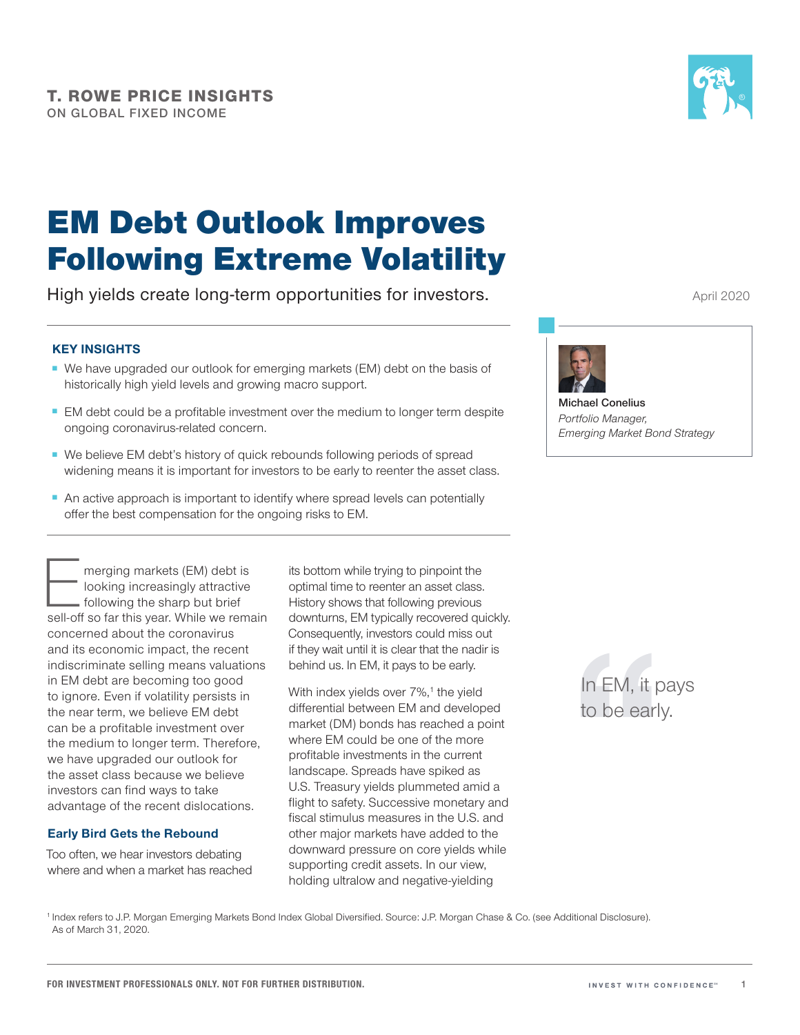**T. ROWE PRICE INSIGHTS**
ON GLOBAL FIXED INCOME

# EM Debt Outlook Improves Following Extreme Volatility

High yields create long-term opportunities for investors.

April 2020

**Michael Conelius**
*Portfolio Manager,*
*Emerging Market Bond Strategy*

### KEY INSIGHTS

- We have upgraded our outlook for emerging markets (EM) debt on the basis of historically high yield levels and growing macro support.
- EM debt could be a profitable investment over the medium to longer term despite ongoing coronavirus-related concern.
- We believe EM debt's history of quick rebounds following periods of spread widening means it is important for investors to be early to reenter the asset class.
- An active approach is important to identify where spread levels can potentially offer the best compensation for the ongoing risks to EM.

Emerging markets (EM) debt is looking increasingly attractive following the sharp but brief sell-off so far this year. While we remain concerned about the coronavirus and its economic impact, the recent indiscriminate selling means valuations in EM debt are becoming too good to ignore. Even if volatility persists in the near term, we believe EM debt can be a profitable investment over the medium to longer term. Therefore, we have upgraded our outlook for the asset class because we believe investors can find ways to take advantage of the recent dislocations.

### Early Bird Gets the Rebound

Too often, we hear investors debating where and when a market has reached its bottom while trying to pinpoint the optimal time to reenter an asset class. History shows that following previous downturns, EM typically recovered quickly. Consequently, investors could miss out if they wait until it is clear that the nadir is behind us. In EM, it pays to be early.

With index yields over 7%,[1] the yield differential between EM and developed market (DM) bonds has reached a point where EM could be one of the more profitable investments in the current landscape. Spreads have spiked as U.S. Treasury yields plummeted amid a flight to safety. Successive monetary and fiscal stimulus measures in the U.S. and other major markets have added to the downward pressure on core yields while supporting credit assets. In our view, holding ultralow and negative-yielding

> In EM, it pays to be early.

[1] Index refers to J.P. Morgan Emerging Markets Bond Index Global Diversified. Source: J.P. Morgan Chase & Co. (see Additional Disclosure). As of March 31, 2020.

FOR INVESTMENT PROFESSIONALS ONLY. NOT FOR FURTHER DISTRIBUTION.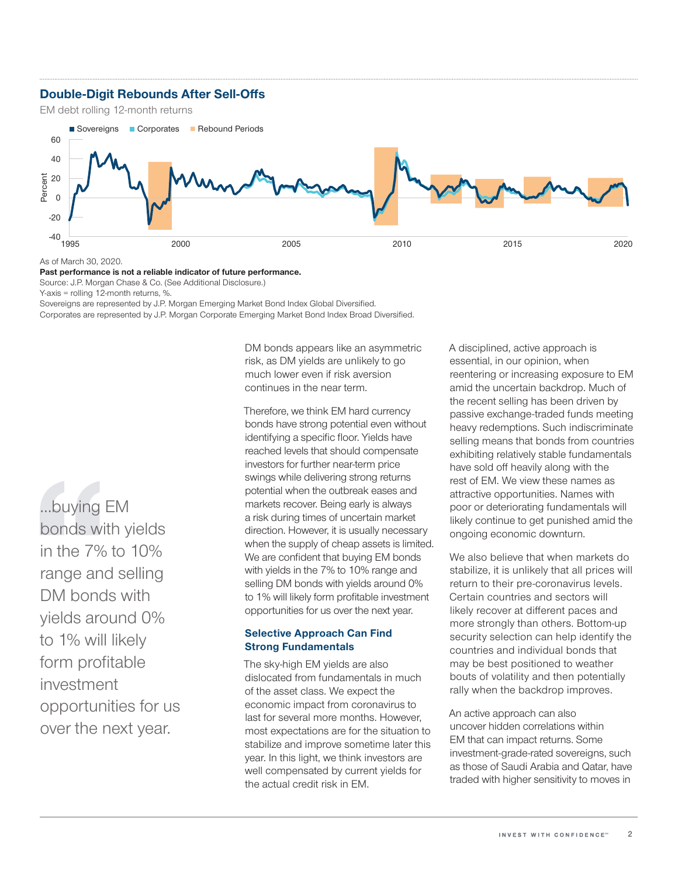### Double-Digit Rebounds After Sell-Offs

EM debt rolling 12-month returns

As of March 30, 2020.

**Past performance is not a reliable indicator of future performance.**

Source: J.P. Morgan Chase & Co. (See Additional Disclosure.)

Y-axis = rolling 12-month returns, %.

Sovereigns are represented by J.P. Morgan Emerging Market Bond Index Global Diversified.

Corporates are represented by J.P. Morgan Corporate Emerging Market Bond Index Broad Diversified.

DM bonds appears like an asymmetric risk, as DM yields are unlikely to go much lower even if risk aversion continues in the near term.

Therefore, we think EM hard currency bonds have strong potential even without identifying a specific floor. Yields have reached levels that should compensate investors for further near-term price swings while delivering strong returns potential when the outbreak eases and markets recover. Being early is always a risk during times of uncertain market direction. However, it is usually necessary when the supply of cheap assets is limited. We are confident that buying EM bonds with yields in the 7% to 10% range and selling DM bonds with yields around 0% to 1% will likely form profitable investment opportunities for us over the next year.

> ...buying EM bonds with yields in the 7% to 10% range and selling DM bonds with yields around 0% to 1% will likely form profitable investment opportunities for us over the next year.

#### Selective Approach Can Find Strong Fundamentals

The sky-high EM yields are also dislocated from fundamentals in much of the asset class. We expect the economic impact from coronavirus to last for several more months. However, most expectations are for the situation to stabilize and improve sometime later this year. In this light, we think investors are well compensated by current yields for the actual credit risk in EM.

A disciplined, active approach is essential, in our opinion, when reentering or increasing exposure to EM amid the uncertain backdrop. Much of the recent selling has been driven by passive exchange-traded funds meeting heavy redemptions. Such indiscriminate selling means that bonds from countries exhibiting relatively stable fundamentals have sold off heavily along with the rest of EM. We view these names as attractive opportunities. Names with poor or deteriorating fundamentals will likely continue to get punished amid the ongoing economic downturn.

We also believe that when markets do stabilize, it is unlikely that all prices will return to their pre-coronavirus levels. Certain countries and sectors will likely recover at different paces and more strongly than others. Bottom-up security selection can help identify the countries and individual bonds that may be best positioned to weather bouts of volatility and then potentially rally when the backdrop improves.

An active approach can also uncover hidden correlations within EM that can impact returns. Some investment-grade-rated sovereigns, such as those of Saudi Arabia and Qatar, have traded with higher sensitivity to moves in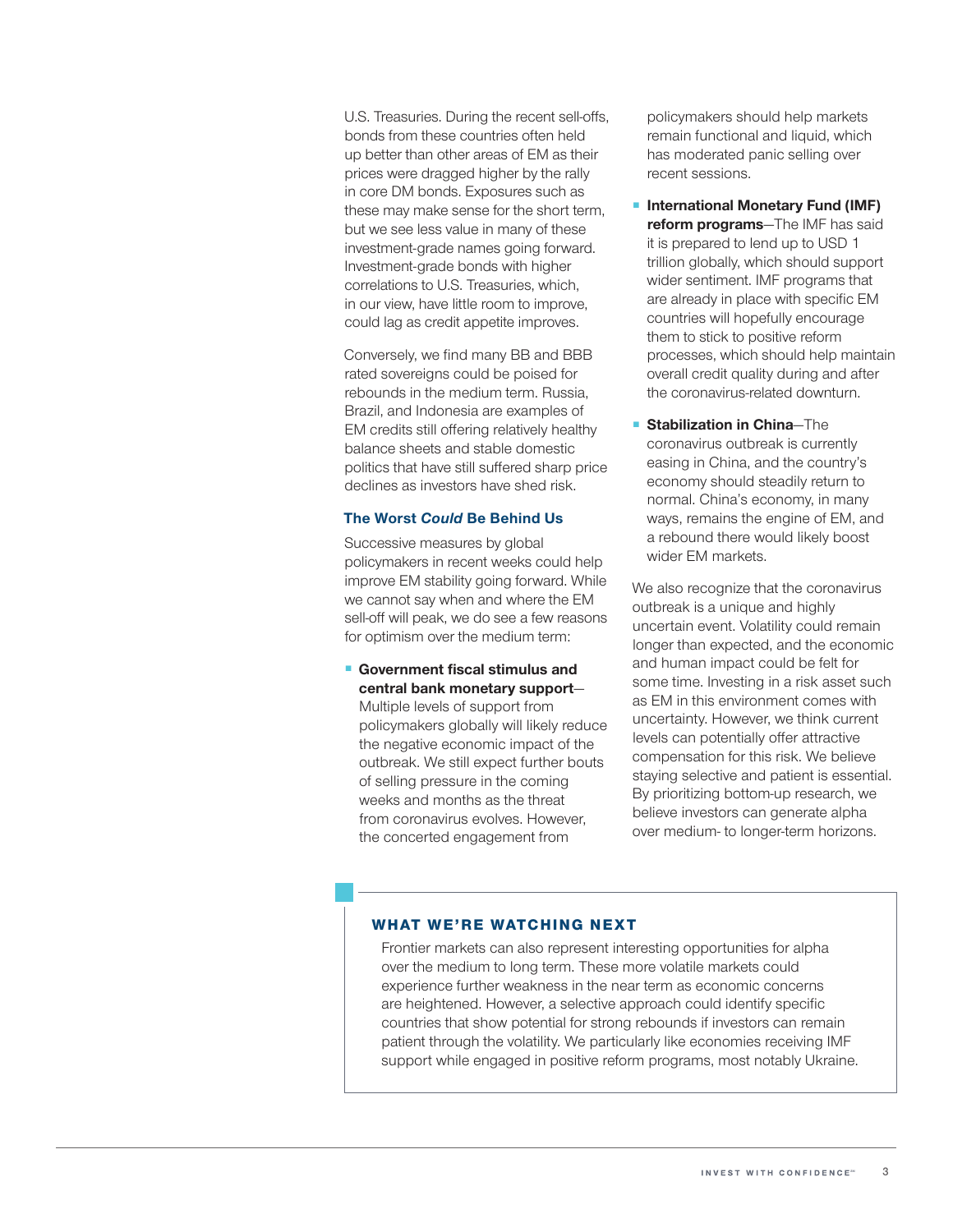U.S. Treasuries. During the recent sell-offs, bonds from these countries often held up better than other areas of EM as their prices were dragged higher by the rally in core DM bonds. Exposures such as these may make sense for the short term, but we see less value in many of these investment-grade names going forward. Investment-grade bonds with higher correlations to U.S. Treasuries, which, in our view, have little room to improve, could lag as credit appetite improves.

Conversely, we find many BB and BBB rated sovereigns could be poised for rebounds in the medium term. Russia, Brazil, and Indonesia are examples of EM credits still offering relatively healthy balance sheets and stable domestic politics that have still suffered sharp price declines as investors have shed risk.

### The Worst *Could* Be Behind Us

Successive measures by global policymakers in recent weeks could help improve EM stability going forward. While we cannot say when and where the EM sell-off will peak, we do see a few reasons for optimism over the medium term:

- **Government fiscal stimulus and central bank monetary support**—Multiple levels of support from policymakers globally will likely reduce the negative economic impact of the outbreak. We still expect further bouts of selling pressure in the coming weeks and months as the threat from coronavirus evolves. However, the concerted engagement from policymakers should help markets remain functional and liquid, which has moderated panic selling over recent sessions.
- **International Monetary Fund (IMF) reform programs**—The IMF has said it is prepared to lend up to USD 1 trillion globally, which should support wider sentiment. IMF programs that are already in place with specific EM countries will hopefully encourage them to stick to positive reform processes, which should help maintain overall credit quality during and after the coronavirus-related downturn.
- **Stabilization in China**—The coronavirus outbreak is currently easing in China, and the country's economy should steadily return to normal. China's economy, in many ways, remains the engine of EM, and a rebound there would likely boost wider EM markets.

We also recognize that the coronavirus outbreak is a unique and highly uncertain event. Volatility could remain longer than expected, and the economic and human impact could be felt for some time. Investing in a risk asset such as EM in this environment comes with uncertainty. However, we think current levels can potentially offer attractive compensation for this risk. We believe staying selective and patient is essential. By prioritizing bottom-up research, we believe investors can generate alpha over medium- to longer-term horizons.

### WHAT WE'RE WATCHING NEXT

Frontier markets can also represent interesting opportunities for alpha over the medium to long term. These more volatile markets could experience further weakness in the near term as economic concerns are heightened. However, a selective approach could identify specific countries that show potential for strong rebounds if investors can remain patient through the volatility. We particularly like economies receiving IMF support while engaged in positive reform programs, most notably Ukraine.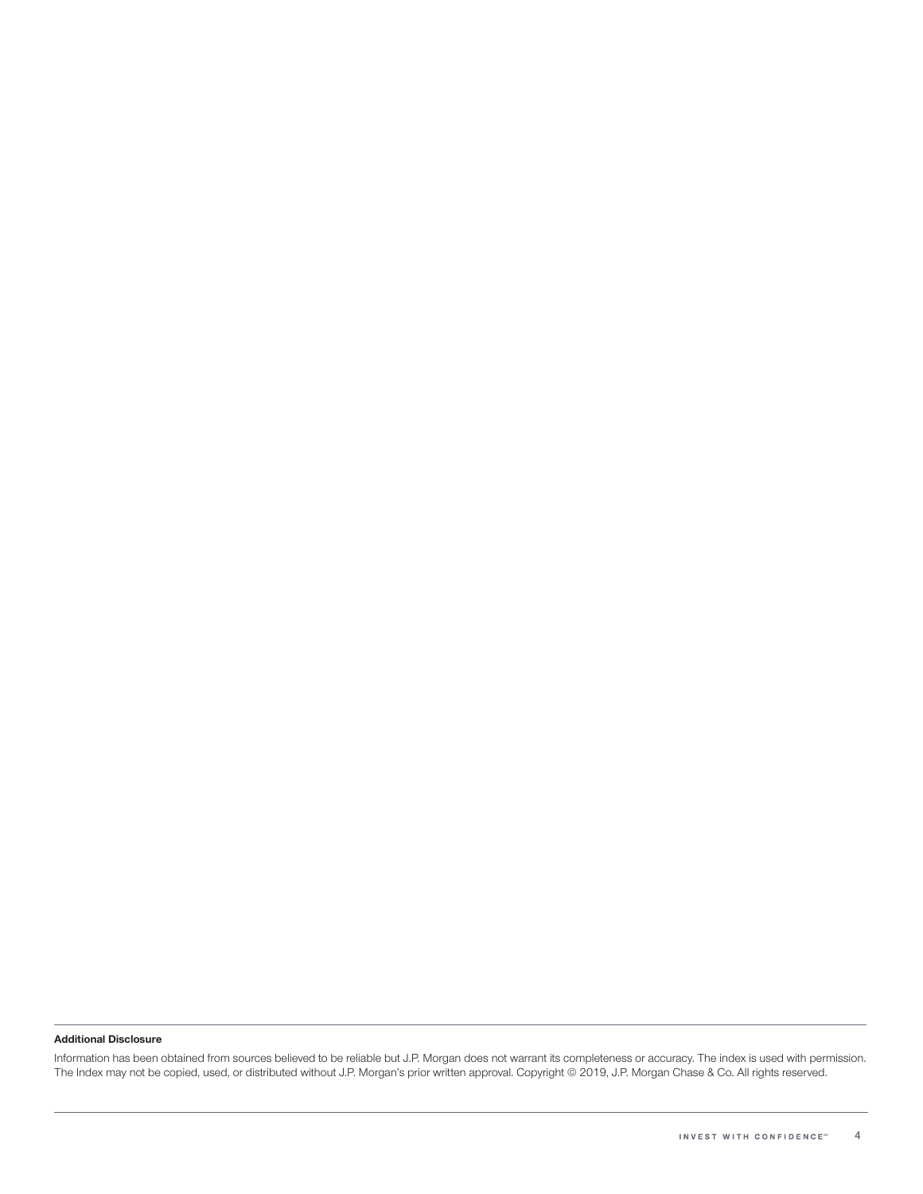**Additional Disclosure**

Information has been obtained from sources believed to be reliable but J.P. Morgan does not warrant its completeness or accuracy. The index is used with permission. The Index may not be copied, used, or distributed without J.P. Morgan's prior written approval. Copyright © 2019, J.P. Morgan Chase & Co. All rights reserved.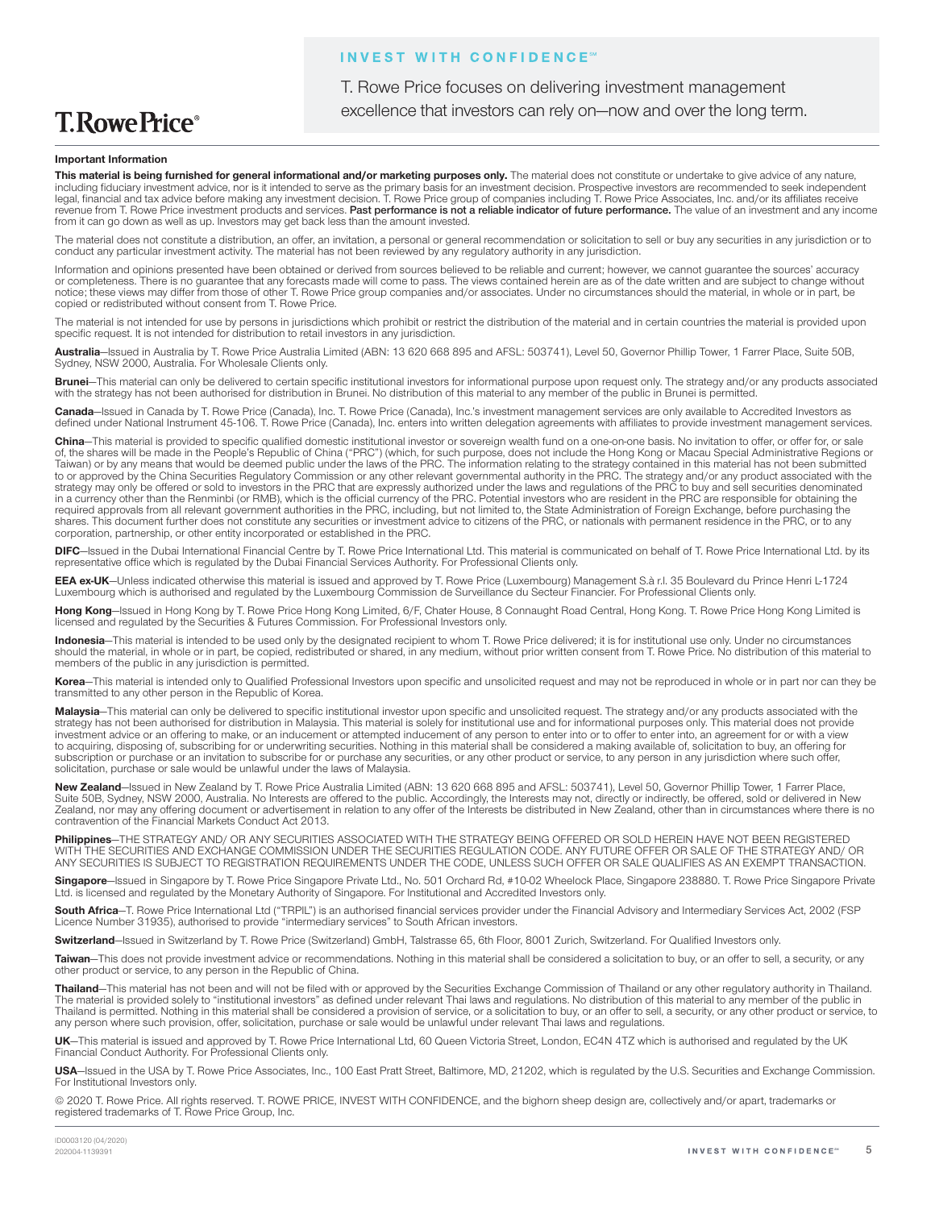**INVEST WITH CONFIDENCE℠**

T. Rowe Price focuses on delivering investment management excellence that investors can rely on—now and over the long term.

T. RowePrice®

### Important Information

**This material is being furnished for general informational and/or marketing purposes only.** The material does not constitute or undertake to give advice of any nature, including fiduciary investment advice, nor is it intended to serve as the primary basis for an investment decision. Prospective investors are recommended to seek independent legal, financial and tax advice before making any investment decision. T. Rowe Price group of companies including T. Rowe Price Associates, Inc. and/or its affiliates receive revenue from T. Rowe Price investment products and services. **Past performance is not a reliable indicator of future performance.** The value of an investment and any income from it can go down as well as up. Investors may get back less than the amount invested.

The material does not constitute a distribution, an offer, an invitation, a personal or general recommendation or solicitation to sell or buy any securities in any jurisdiction or to conduct any particular investment activity. The material has not been reviewed by any regulatory authority in any jurisdiction.

Information and opinions presented have been obtained or derived from sources believed to be reliable and current; however, we cannot guarantee the sources' accuracy or completeness. There is no guarantee that any forecasts made will come to pass. The views contained herein are as of the date written and are subject to change without notice; these views may differ from those of other T. Rowe Price group companies and/or associates. Under no circumstances should the material, in whole or in part, be copied or redistributed without consent from T. Rowe Price.

The material is not intended for use by persons in jurisdictions which prohibit or restrict the distribution of the material and in certain countries the material is provided upon specific request. It is not intended for distribution to retail investors in any jurisdiction.

**Australia**—Issued in Australia by T. Rowe Price Australia Limited (ABN: 13 620 668 895 and AFSL: 503741), Level 50, Governor Phillip Tower, 1 Farrer Place, Suite 50B, Sydney, NSW 2000, Australia. For Wholesale Clients only.

**Brunei**—This material can only be delivered to certain specific institutional investors for informational purpose upon request only. The strategy and/or any products associated with the strategy has not been authorised for distribution in Brunei. No distribution of this material to any member of the public in Brunei is permitted.

**Canada**—Issued in Canada by T. Rowe Price (Canada), Inc. T. Rowe Price (Canada), Inc.'s investment management services are only available to Accredited Investors as defined under National Instrument 45-106. T. Rowe Price (Canada), Inc. enters into written delegation agreements with affiliates to provide investment management services.

**China**—This material is provided to specific qualified domestic institutional investor or sovereign wealth fund on a one-on-one basis. No invitation to offer, or offer for, or sale of, the shares will be made in the People's Republic of China ("PRC") (which, for such purpose, does not include the Hong Kong or Macau Special Administrative Regions or Taiwan) or by any means that would be deemed public under the laws of the PRC. The information relating to the strategy contained in this material has not been submitted to or approved by the China Securities Regulatory Commission or any other relevant governmental authority in the PRC. The strategy and/or any product associated with the strategy may only be offered or sold to investors in the PRC that are expressly authorized under the laws and regulations of the PRC to buy and sell securities denominated in a currency other than the Renminbi (or RMB), which is the official currency of the PRC. Potential investors who are resident in the PRC are responsible for obtaining the required approvals from all relevant government authorities in the PRC, including, but not limited to, the State Administration of Foreign Exchange, before purchasing the shares. This document further does not constitute any securities or investment advice to citizens of the PRC, or nationals with permanent residence in the PRC, or to any corporation, partnership, or other entity incorporated or established in the PRC.

**DIFC**—Issued in the Dubai International Financial Centre by T. Rowe Price International Ltd. This material is communicated on behalf of T. Rowe Price International Ltd. by its representative office which is regulated by the Dubai Financial Services Authority. For Professional Clients only.

**EEA ex-UK**—Unless indicated otherwise this material is issued and approved by T. Rowe Price (Luxembourg) Management S.à r.l. 35 Boulevard du Prince Henri L-1724 Luxembourg which is authorised and regulated by the Luxembourg Commission de Surveillance du Secteur Financier. For Professional Clients only.

**Hong Kong**—Issued in Hong Kong by T. Rowe Price Hong Kong Limited, 6/F, Chater House, 8 Connaught Road Central, Hong Kong. T. Rowe Price Hong Kong Limited is licensed and regulated by the Securities & Futures Commission. For Professional Investors only.

**Indonesia**—This material is intended to be used only by the designated recipient to whom T. Rowe Price delivered; it is for institutional use only. Under no circumstances should the material, in whole or in part, be copied, redistributed or shared, in any medium, without prior written consent from T. Rowe Price. No distribution of this material to members of the public in any jurisdiction is permitted.

**Korea**—This material is intended only to Qualified Professional Investors upon specific and unsolicited request and may not be reproduced in whole or in part nor can they be transmitted to any other person in the Republic of Korea.

**Malaysia**—This material can only be delivered to specific institutional investor upon specific and unsolicited request. The strategy and/or any products associated with the strategy has not been authorised for distribution in Malaysia. This material is solely for institutional use and for informational purposes only. This material does not provide investment advice or an offering to make, or an inducement or attempted inducement of any person to enter into or to offer to enter into, an agreement for or with a view to acquiring, disposing of, subscribing for or underwriting securities. Nothing in this material shall be considered a making available of, solicitation to buy, an offering for subscription or purchase or an invitation to subscribe for or purchase any securities, or any other product or service, to any person in any jurisdiction where such offer, solicitation, purchase or sale would be unlawful under the laws of Malaysia.

**New Zealand**—Issued in New Zealand by T. Rowe Price Australia Limited (ABN: 13 620 668 895 and AFSL: 503741), Level 50, Governor Phillip Tower, 1 Farrer Place, Suite 50B, Sydney, NSW 2000, Australia. No Interests are offered to the public. Accordingly, the Interests may not, directly or indirectly, be offered, sold or delivered in New Zealand, nor may any offering document or advertisement in relation to any offer of the Interests be distributed in New Zealand, other than in circumstances where there is no contravention of the Financial Markets Conduct Act 2013.

**Philippines**—THE STRATEGY AND/ OR ANY SECURITIES ASSOCIATED WITH THE STRATEGY BEING OFFERED OR SOLD HEREIN HAVE NOT BEEN REGISTERED WITH THE SECURITIES AND EXCHANGE COMMISSION UNDER THE SECURITIES REGULATION CODE. ANY FUTURE OFFER OR SALE OF THE STRATEGY AND/ OR ANY SECURITIES IS SUBJECT TO REGISTRATION REQUIREMENTS UNDER THE CODE, UNLESS SUCH OFFER OR SALE QUALIFIES AS AN EXEMPT TRANSACTION.

**Singapore**—Issued in Singapore by T. Rowe Price Singapore Private Ltd., No. 501 Orchard Rd, #10-02 Wheelock Place, Singapore 238880. T. Rowe Price Singapore Private Ltd. is licensed and regulated by the Monetary Authority of Singapore. For Institutional and Accredited Investors only.

**South Africa**—T. Rowe Price International Ltd ("TRPIL") is an authorised financial services provider under the Financial Advisory and Intermediary Services Act, 2002 (FSP Licence Number 31935), authorised to provide "intermediary services" to South African investors.

**Switzerland**—Issued in Switzerland by T. Rowe Price (Switzerland) GmbH, Talstrasse 65, 6th Floor, 8001 Zurich, Switzerland. For Qualified Investors only.

**Taiwan**—This does not provide investment advice or recommendations. Nothing in this material shall be considered a solicitation to buy, or an offer to sell, a security, or any other product or service, to any person in the Republic of China.

**Thailand**—This material has not been and will not be filed with or approved by the Securities Exchange Commission of Thailand or any other regulatory authority in Thailand. The material is provided solely to "institutional investors" as defined under relevant Thai laws and regulations. No distribution of this material to any member of the public in Thailand is permitted. Nothing in this material shall be considered a provision of service, or a solicitation to buy, or an offer to sell, a security, or any other product or service, to any person where such provision, offer, solicitation, purchase or sale would be unlawful under relevant Thai laws and regulations.

**UK**—This material is issued and approved by T. Rowe Price International Ltd, 60 Queen Victoria Street, London, EC4N 4TZ which is authorised and regulated by the UK Financial Conduct Authority. For Professional Clients only.

**USA**—Issued in the USA by T. Rowe Price Associates, Inc., 100 East Pratt Street, Baltimore, MD, 21202, which is regulated by the U.S. Securities and Exchange Commission. For Institutional Investors only.

© 2020 T. Rowe Price. All rights reserved. T. ROWE PRICE, INVEST WITH CONFIDENCE, and the bighorn sheep design are, collectively and/or apart, trademarks or registered trademarks of T. Rowe Price Group, Inc.

ID0003120 (04/2020)
202004-1139391